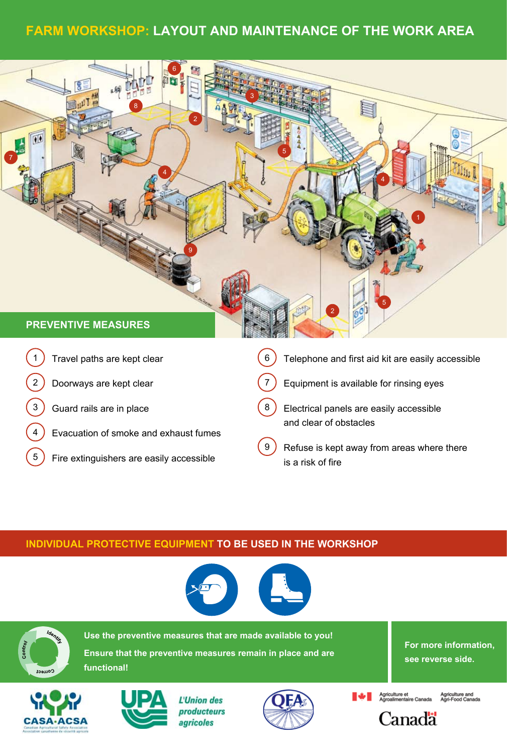# FARM WORKSHOP: LAYOUT AND MAINTENANCE OF THE WORK AREA

## PREVENTIVE MEASURES

1. Travel paths are kept clear
2. Doorways are kept clear
3. Guard rails are in place
4. Evacuation of smoke and exhaust fumes
5. Fire extinguishers are easily accessible
6. Telephone and first aid kit are easily accessible
7. Equipment is available for rinsing eyes
8. Electrical panels are easily accessible and clear of obstacles
9. Refuse is kept away from areas where there is a risk of fire

## INDIVIDUAL PROTECTIVE EQUIPMENT TO BE USED IN THE WORKSHOP

Identify – Control – Correct

**Use the preventive measures that are made available to you!**

**Ensure that the preventive measures remain in place and are functional!**

**For more information, see reverse side.**

CASA·ACSA Canadian Agricultural Safety Association / Association canadienne de sécurité agricole

UPA L'Union des producteurs agricoles

QFA

Agriculture et Agroalimentaire Canada / Agriculture and Agri-Food Canada

Canada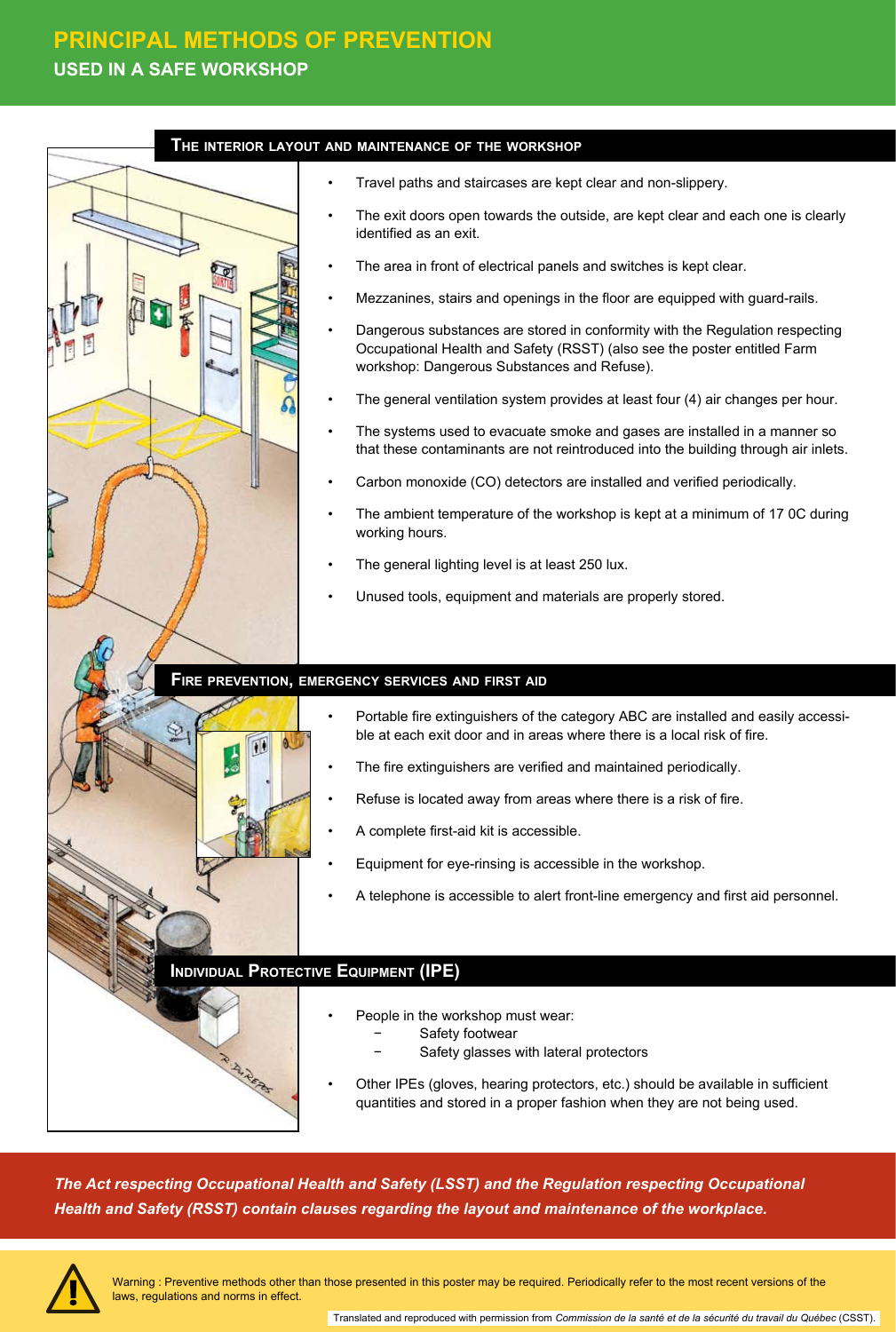# PRINCIPAL METHODS OF PREVENTION

## USED IN A SAFE WORKSHOP

### The interior layout and maintenance of the workshop

- Travel paths and staircases are kept clear and non-slippery.
- The exit doors open towards the outside, are kept clear and each one is clearly identified as an exit.
- The area in front of electrical panels and switches is kept clear.
- Mezzanines, stairs and openings in the floor are equipped with guard-rails.
- Dangerous substances are stored in conformity with the Regulation respecting Occupational Health and Safety (RSST) (also see the poster entitled Farm workshop: Dangerous Substances and Refuse).
- The general ventilation system provides at least four (4) air changes per hour.
- The systems used to evacuate smoke and gases are installed in a manner so that these contaminants are not reintroduced into the building through air inlets.
- Carbon monoxide (CO) detectors are installed and verified periodically.
- The ambient temperature of the workshop is kept at a minimum of 17 0C during working hours.
- The general lighting level is at least 250 lux.
- Unused tools, equipment and materials are properly stored.

### Fire prevention, emergency services and first aid

- Portable fire extinguishers of the category ABC are installed and easily accessible at each exit door and in areas where there is a local risk of fire.
- The fire extinguishers are verified and maintained periodically.
- Refuse is located away from areas where there is a risk of fire.
- A complete first-aid kit is accessible.
- Equipment for eye-rinsing is accessible in the workshop.
- A telephone is accessible to alert front-line emergency and first aid personnel.

### Individual Protective Equipment (IPE)

- People in the workshop must wear:
  - Safety footwear
  - Safety glasses with lateral protectors
- Other IPEs (gloves, hearing protectors, etc.) should be available in sufficient quantities and stored in a proper fashion when they are not being used.

***The Act respecting Occupational Health and Safety (LSST) and the Regulation respecting Occupational Health and Safety (RSST) contain clauses regarding the layout and maintenance of the workplace.***

Warning : Preventive methods other than those presented in this poster may be required. Periodically refer to the most recent versions of the laws, regulations and norms in effect.

Translated and reproduced with permission from *Commission de la santé et de la sécurité du travail du Québec* (CSST).